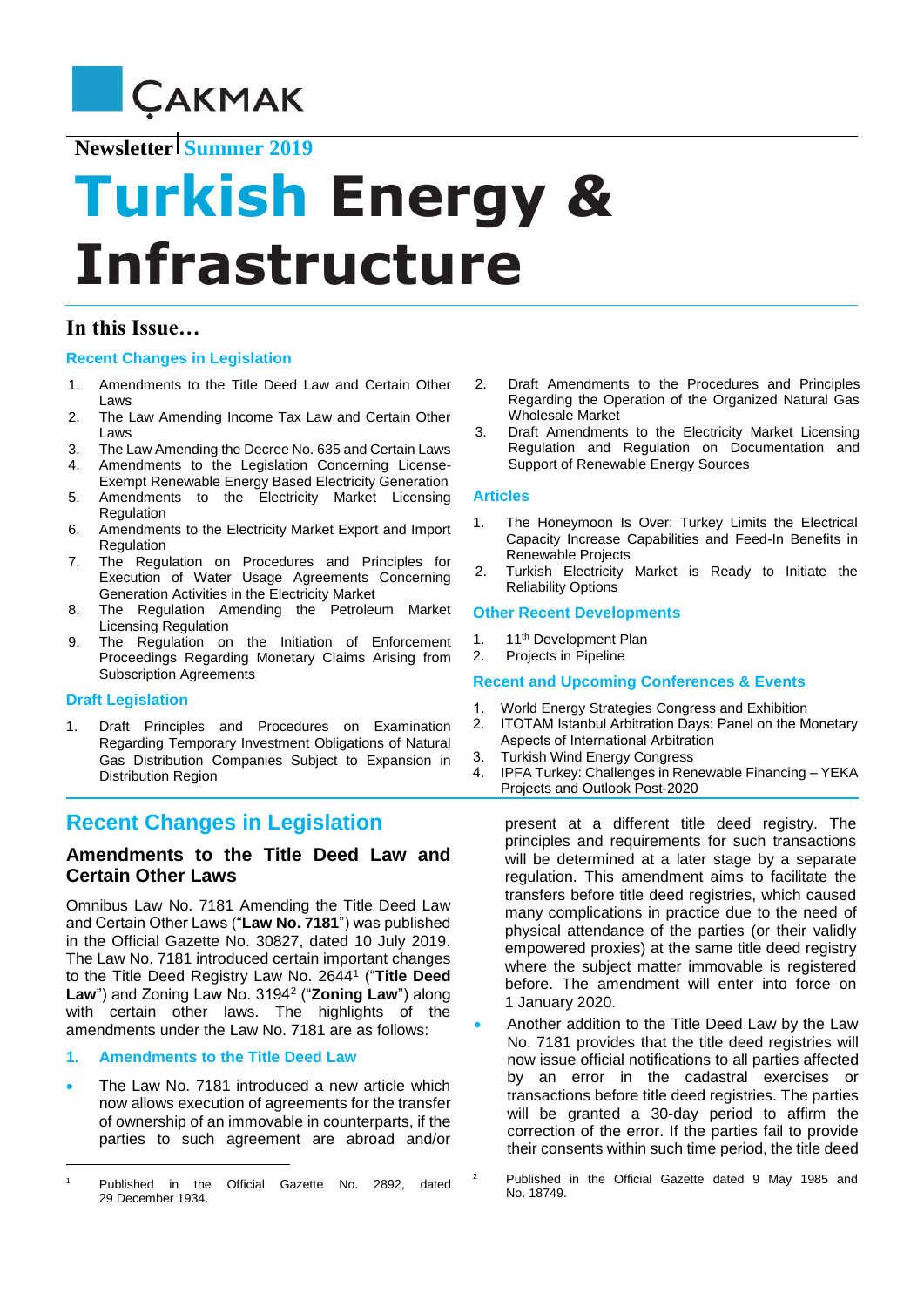ÇAKMAK

Newsletter | Summer 2019

# Turkish Energy & Infrastructure

## In this Issue…

**Recent Changes in Legislation**

1. Amendments to the Title Deed Law and Certain Other Laws
2. The Law Amending Income Tax Law and Certain Other Laws
3. The Law Amending the Decree No. 635 and Certain Laws
4. Amendments to the Legislation Concerning License-Exempt Renewable Energy Based Electricity Generation
5. Amendments to the Electricity Market Licensing Regulation
6. Amendments to the Electricity Market Export and Import Regulation
7. The Regulation on Procedures and Principles for Execution of Water Usage Agreements Concerning Generation Activities in the Electricity Market
8. The Regulation Amending the Petroleum Market Licensing Regulation
9. The Regulation on the Initiation of Enforcement Proceedings Regarding Monetary Claims Arising from Subscription Agreements

**Draft Legislation**

1. Draft Principles and Procedures on Examination Regarding Temporary Investment Obligations of Natural Gas Distribution Companies Subject to Expansion in Distribution Region
2. Draft Amendments to the Procedures and Principles Regarding the Operation of the Organized Natural Gas Wholesale Market
3. Draft Amendments to the Electricity Market Licensing Regulation and Regulation on Documentation and Support of Renewable Energy Sources

**Articles**

1. The Honeymoon Is Over: Turkey Limits the Electrical Capacity Increase Capabilities and Feed-In Benefits in Renewable Projects
2. Turkish Electricity Market is Ready to Initiate the Reliability Options

**Other Recent Developments**

1. 11th Development Plan
2. Projects in Pipeline

**Recent and Upcoming Conferences & Events**

1. World Energy Strategies Congress and Exhibition
2. ITOTAM Istanbul Arbitration Days: Panel on the Monetary Aspects of International Arbitration
3. Turkish Wind Energy Congress
4. IPFA Turkey: Challenges in Renewable Financing – YEKA Projects and Outlook Post-2020

## Recent Changes in Legislation

### Amendments to the Title Deed Law and Certain Other Laws

Omnibus Law No. 7181 Amending the Title Deed Law and Certain Other Laws ("**Law No. 7181**") was published in the Official Gazette No. 30827, dated 10 July 2019. The Law No. 7181 introduced certain important changes to the Title Deed Registry Law No. 2644[1] ("**Title Deed Law**") and Zoning Law No. 3194[2] ("**Zoning Law**") along with certain other laws. The highlights of the amendments under the Law No. 7181 are as follows:

#### 1. Amendments to the Title Deed Law

- The Law No. 7181 introduced a new article which now allows execution of agreements for the transfer of ownership of an immovable in counterparts, if the parties to such agreement are abroad and/or present at a different title deed registry. The principles and requirements for such transactions will be determined at a later stage by a separate regulation. This amendment aims to facilitate the transfers before title deed registries, which caused many complications in practice due to the need of physical attendance of the parties (or their validly empowered proxies) at the same title deed registry where the subject matter immovable is registered before. The amendment will enter into force on 1 January 2020.
- Another addition to the Title Deed Law by the Law No. 7181 provides that the title deed registries will now issue official notifications to all parties affected by an error in the cadastral exercises or transactions before title deed registries. The parties will be granted a 30-day period to affirm the correction of the error. If the parties fail to provide their consents within such time period, the title deed

[1] Published in the Official Gazette No. 2892, dated 29 December 1934.

[2] Published in the Official Gazette dated 9 May 1985 and No. 18749.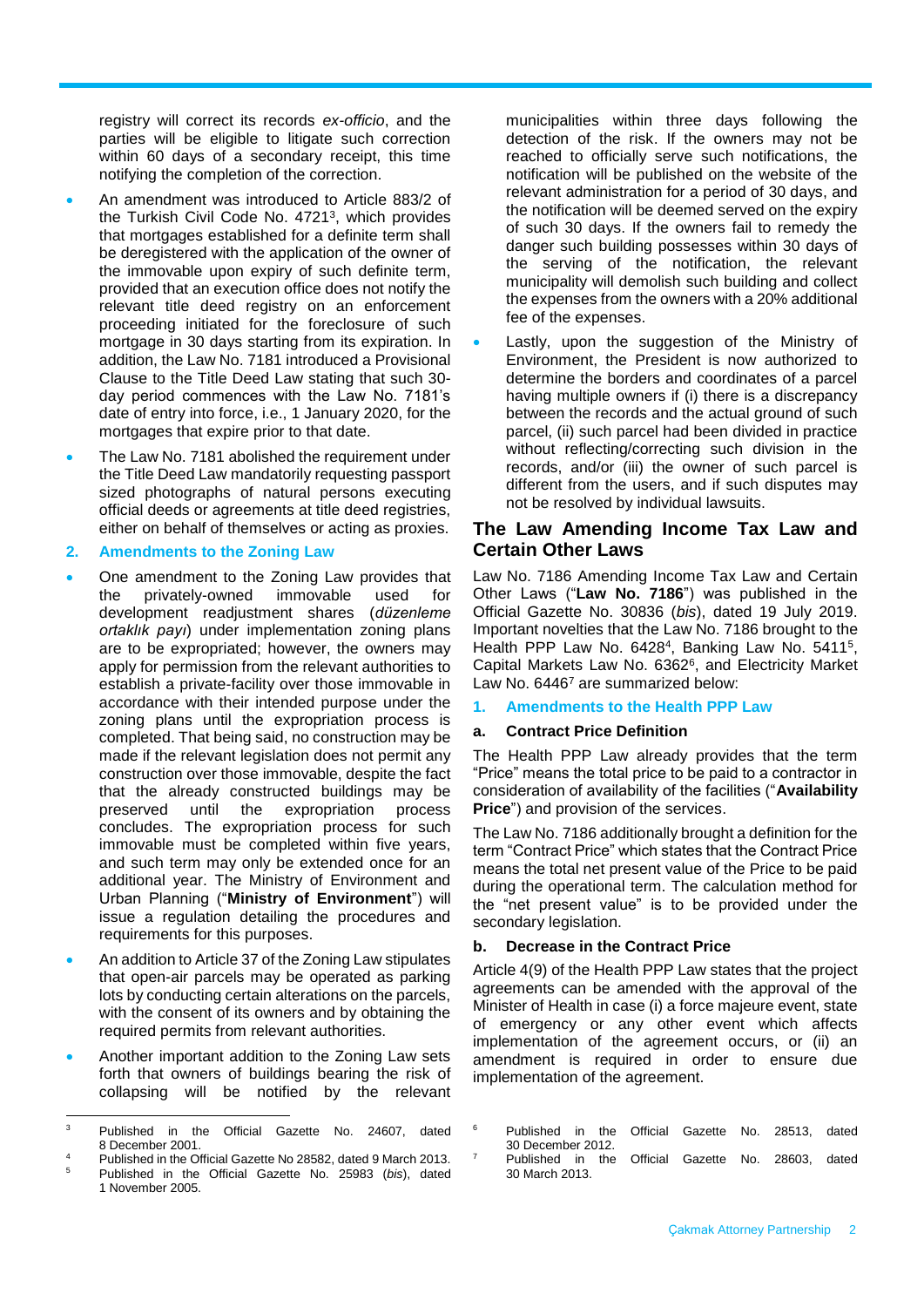registry will correct its records *ex-officio*, and the parties will be eligible to litigate such correction within 60 days of a secondary receipt, this time notifying the completion of the correction.

- An amendment was introduced to Article 883/2 of the Turkish Civil Code No. 4721[3], which provides that mortgages established for a definite term shall be deregistered with the application of the owner of the immovable upon expiry of such definite term, provided that an execution office does not notify the relevant title deed registry on an enforcement proceeding initiated for the foreclosure of such mortgage in 30 days starting from its expiration. In addition, the Law No. 7181 introduced a Provisional Clause to the Title Deed Law stating that such 30-day period commences with the Law No. 7181's date of entry into force, i.e., 1 January 2020, for the mortgages that expire prior to that date.
- The Law No. 7181 abolished the requirement under the Title Deed Law mandatorily requesting passport sized photographs of natural persons executing official deeds or agreements at title deed registries, either on behalf of themselves or acting as proxies.

### 2. Amendments to the Zoning Law

- One amendment to the Zoning Law provides that the privately-owned immovable used for development readjustment shares (*düzenleme ortaklık payı*) under implementation zoning plans are to be expropriated; however, the owners may apply for permission from the relevant authorities to establish a private-facility over those immovable in accordance with their intended purpose under the zoning plans until the expropriation process is completed. That being said, no construction may be made if the relevant legislation does not permit any construction over those immovable, despite the fact that the already constructed buildings may be preserved until the expropriation process concludes. The expropriation process for such immovable must be completed within five years, and such term may only be extended once for an additional year. The Ministry of Environment and Urban Planning ("**Ministry of Environment**") will issue a regulation detailing the procedures and requirements for this purposes.
- An addition to Article 37 of the Zoning Law stipulates that open-air parcels may be operated as parking lots by conducting certain alterations on the parcels, with the consent of its owners and by obtaining the required permits from relevant authorities.
- Another important addition to the Zoning Law sets forth that owners of buildings bearing the risk of collapsing will be notified by the relevant municipalities within three days following the detection of the risk. If the owners may not be reached to officially serve such notifications, the notification will be published on the website of the relevant administration for a period of 30 days, and the notification will be deemed served on the expiry of such 30 days. If the owners fail to remedy the danger such building possesses within 30 days of the serving of the notification, the relevant municipality will demolish such building and collect the expenses from the owners with a 20% additional fee of the expenses.
- Lastly, upon the suggestion of the Ministry of Environment, the President is now authorized to determine the borders and coordinates of a parcel having multiple owners if (i) there is a discrepancy between the records and the actual ground of such parcel, (ii) such parcel had been divided in practice without reflecting/correcting such division in the records, and/or (iii) the owner of such parcel is different from the users, and if such disputes may not be resolved by individual lawsuits.

## The Law Amending Income Tax Law and Certain Other Laws

Law No. 7186 Amending Income Tax Law and Certain Other Laws ("**Law No. 7186**") was published in the Official Gazette No. 30836 (*bis*), dated 19 July 2019. Important novelties that the Law No. 7186 brought to the Health PPP Law No. 6428[4], Banking Law No. 5411[5], Capital Markets Law No. 6362[6], and Electricity Market Law No. 6446[7] are summarized below:

### 1. Amendments to the Health PPP Law

#### a. Contract Price Definition

The Health PPP Law already provides that the term "Price" means the total price to be paid to a contractor in consideration of availability of the facilities ("**Availability Price**") and provision of the services.

The Law No. 7186 additionally brought a definition for the term "Contract Price" which states that the Contract Price means the total net present value of the Price to be paid during the operational term. The calculation method for the "net present value" is to be provided under the secondary legislation.

#### b. Decrease in the Contract Price

Article 4(9) of the Health PPP Law states that the project agreements can be amended with the approval of the Minister of Health in case (i) a force majeure event, state of emergency or any other event which affects implementation of the agreement occurs, or (ii) an amendment is required in order to ensure due implementation of the agreement.

---

[3] Published in the Official Gazette No. 24607, dated 8 December 2001.

[4] Published in the Official Gazette No 28582, dated 9 March 2013.

[5] Published in the Official Gazette No. 25983 (*bis*), dated 1 November 2005.

[6] Published in the Official Gazette No. 28513, dated 30 December 2012.

[7] Published in the Official Gazette No. 28603, dated 30 March 2013.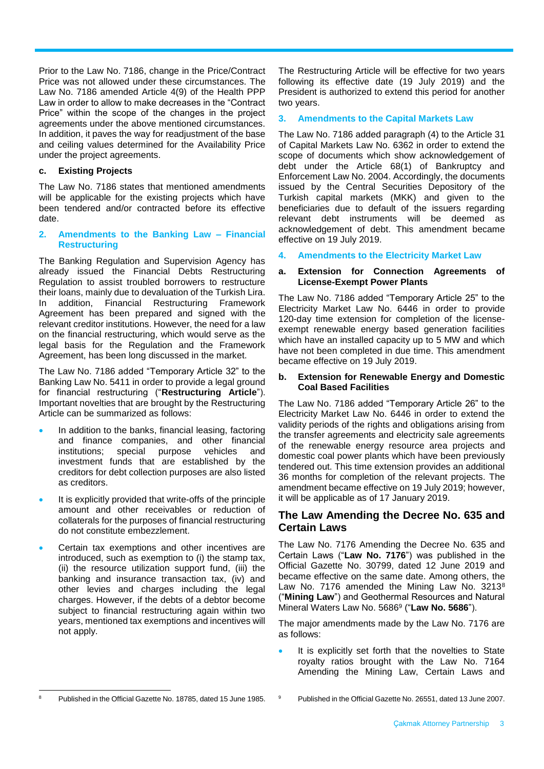Prior to the Law No. 7186, change in the Price/Contract Price was not allowed under these circumstances. The Law No. 7186 amended Article 4(9) of the Health PPP Law in order to allow to make decreases in the "Contract Price" within the scope of the changes in the project agreements under the above mentioned circumstances. In addition, it paves the way for readjustment of the base and ceiling values determined for the Availability Price under the project agreements.

#### c. Existing Projects

The Law No. 7186 states that mentioned amendments will be applicable for the existing projects which have been tendered and/or contracted before its effective date.

### 2. Amendments to the Banking Law – Financial Restructuring

The Banking Regulation and Supervision Agency has already issued the Financial Debts Restructuring Regulation to assist troubled borrowers to restructure their loans, mainly due to devaluation of the Turkish Lira. In addition, Financial Restructuring Framework Agreement has been prepared and signed with the relevant creditor institutions. However, the need for a law on the financial restructuring, which would serve as the legal basis for the Regulation and the Framework Agreement, has been long discussed in the market.

The Law No. 7186 added "Temporary Article 32" to the Banking Law No. 5411 in order to provide a legal ground for financial restructuring ("**Restructuring Article**"). Important novelties that are brought by the Restructuring Article can be summarized as follows:

- In addition to the banks, financial leasing, factoring and finance companies, and other financial institutions; special purpose vehicles and investment funds that are established by the creditors for debt collection purposes are also listed as creditors.
- It is explicitly provided that write-offs of the principle amount and other receivables or reduction of collaterals for the purposes of financial restructuring do not constitute embezzlement.
- Certain tax exemptions and other incentives are introduced, such as exemption to (i) the stamp tax, (ii) the resource utilization support fund, (iii) the banking and insurance transaction tax, (iv) and other levies and charges including the legal charges. However, if the debts of a debtor become subject to financial restructuring again within two years, mentioned tax exemptions and incentives will not apply.

The Restructuring Article will be effective for two years following its effective date (19 July 2019) and the President is authorized to extend this period for another two years.

### 3. Amendments to the Capital Markets Law

The Law No. 7186 added paragraph (4) to the Article 31 of Capital Markets Law No. 6362 in order to extend the scope of documents which show acknowledgement of debt under the Article 68(1) of Bankruptcy and Enforcement Law No. 2004. Accordingly, the documents issued by the Central Securities Depository of the Turkish capital markets (MKK) and given to the beneficiaries due to default of the issuers regarding relevant debt instruments will be deemed as acknowledgement of debt. This amendment became effective on 19 July 2019.

### 4. Amendments to the Electricity Market Law

#### a. Extension for Connection Agreements of License-Exempt Power Plants

The Law No. 7186 added "Temporary Article 25" to the Electricity Market Law No. 6446 in order to provide 120-day time extension for completion of the license-exempt renewable energy based generation facilities which have an installed capacity up to 5 MW and which have not been completed in due time. This amendment became effective on 19 July 2019.

#### b. Extension for Renewable Energy and Domestic Coal Based Facilities

The Law No. 7186 added "Temporary Article 26" to the Electricity Market Law No. 6446 in order to extend the validity periods of the rights and obligations arising from the transfer agreements and electricity sale agreements of the renewable energy resource area projects and domestic coal power plants which have been previously tendered out. This time extension provides an additional 36 months for completion of the relevant projects. The amendment became effective on 19 July 2019; however, it will be applicable as of 17 January 2019.

## The Law Amending the Decree No. 635 and Certain Laws

The Law No. 7176 Amending the Decree No. 635 and Certain Laws ("**Law No. 7176**") was published in the Official Gazette No. 30799, dated 12 June 2019 and became effective on the same date. Among others, the Law No. 7176 amended the Mining Law No. 3213[8] ("**Mining Law**") and Geothermal Resources and Natural Mineral Waters Law No. 5686[9] ("**Law No. 5686**").

The major amendments made by the Law No. 7176 are as follows:

- It is explicitly set forth that the novelties to State royalty ratios brought with the Law No. 7164 Amending the Mining Law, Certain Laws and

[8] Published in the Official Gazette No. 18785, dated 15 June 1985.

[9] Published in the Official Gazette No. 26551, dated 13 June 2007.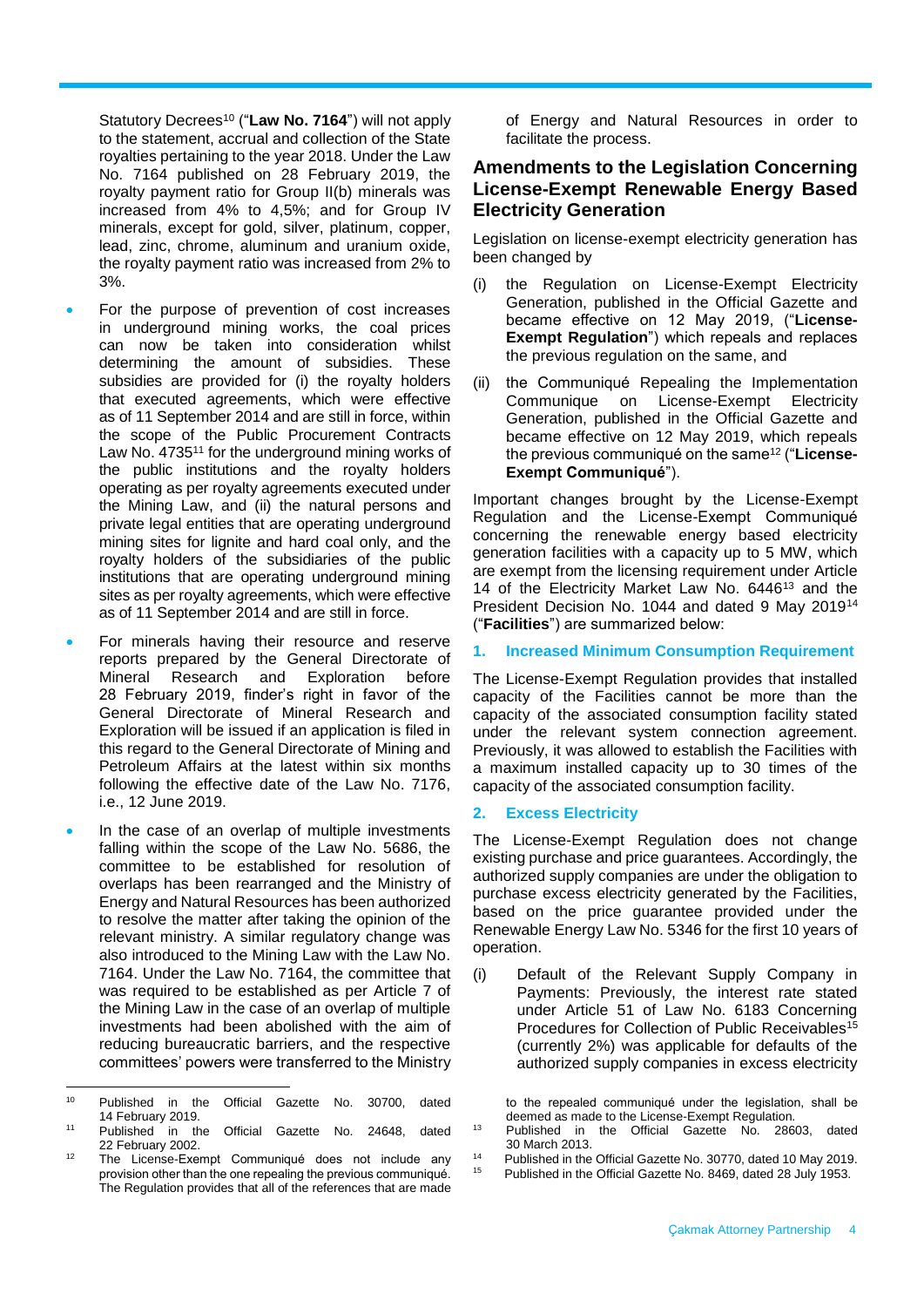Statutory Decrees[10] ("**Law No. 7164**") will not apply to the statement, accrual and collection of the State royalties pertaining to the year 2018. Under the Law No. 7164 published on 28 February 2019, the royalty payment ratio for Group II(b) minerals was increased from 4% to 4,5%; and for Group IV minerals, except for gold, silver, platinum, copper, lead, zinc, chrome, aluminum and uranium oxide, the royalty payment ratio was increased from 2% to 3%.

- For the purpose of prevention of cost increases in underground mining works, the coal prices can now be taken into consideration whilst determining the amount of subsidies. These subsidies are provided for (i) the royalty holders that executed agreements, which were effective as of 11 September 2014 and are still in force, within the scope of the Public Procurement Contracts Law No. 4735[11] for the underground mining works of the public institutions and the royalty holders operating as per royalty agreements executed under the Mining Law, and (ii) the natural persons and private legal entities that are operating underground mining sites for lignite and hard coal only, and the royalty holders of the subsidiaries of the public institutions that are operating underground mining sites as per royalty agreements, which were effective as of 11 September 2014 and are still in force.
- For minerals having their resource and reserve reports prepared by the General Directorate of Mineral Research and Exploration before 28 February 2019, finder's right in favor of the General Directorate of Mineral Research and Exploration will be issued if an application is filed in this regard to the General Directorate of Mining and Petroleum Affairs at the latest within six months following the effective date of the Law No. 7176, i.e., 12 June 2019.
- In the case of an overlap of multiple investments falling within the scope of the Law No. 5686, the committee to be established for resolution of overlaps has been rearranged and the Ministry of Energy and Natural Resources has been authorized to resolve the matter after taking the opinion of the relevant ministry. A similar regulatory change was also introduced to the Mining Law with the Law No. 7164. Under the Law No. 7164, the committee that was required to be established as per Article 7 of the Mining Law in the case of an overlap of multiple investments had been abolished with the aim of reducing bureaucratic barriers, and the respective committees' powers were transferred to the Ministry of Energy and Natural Resources in order to facilitate the process.

## Amendments to the Legislation Concerning License-Exempt Renewable Energy Based Electricity Generation

Legislation on license-exempt electricity generation has been changed by

(i) the Regulation on License-Exempt Electricity Generation, published in the Official Gazette and became effective on 12 May 2019, ("**License-Exempt Regulation**") which repeals and replaces the previous regulation on the same, and

(ii) the Communiqué Repealing the Implementation Communique on License-Exempt Electricity Generation, published in the Official Gazette and became effective on 12 May 2019, which repeals the previous communiqué on the same[12] ("**License-Exempt Communiqué**").

Important changes brought by the License-Exempt Regulation and the License-Exempt Communiqué concerning the renewable energy based electricity generation facilities with a capacity up to 5 MW, which are exempt from the licensing requirement under Article 14 of the Electricity Market Law No. 6446[13] and the President Decision No. 1044 and dated 9 May 2019[14] ("**Facilities**") are summarized below:

### 1. Increased Minimum Consumption Requirement

The License-Exempt Regulation provides that installed capacity of the Facilities cannot be more than the capacity of the associated consumption facility stated under the relevant system connection agreement. Previously, it was allowed to establish the Facilities with a maximum installed capacity up to 30 times of the capacity of the associated consumption facility.

### 2. Excess Electricity

The License-Exempt Regulation does not change existing purchase and price guarantees. Accordingly, the authorized supply companies are under the obligation to purchase excess electricity generated by the Facilities, based on the price guarantee provided under the Renewable Energy Law No. 5346 for the first 10 years of operation.

(i) Default of the Relevant Supply Company in Payments: Previously, the interest rate stated under Article 51 of Law No. 6183 Concerning Procedures for Collection of Public Receivables[15] (currently 2%) was applicable for defaults of the authorized supply companies in excess electricity

---

[10] Published in the Official Gazette No. 30700, dated 14 February 2019.

[11] Published in the Official Gazette No. 24648, dated 22 February 2002.

[12] The License-Exempt Communiqué does not include any provision other than the one repealing the previous communiqué. The Regulation provides that all of the references that are made to the repealed communiqué under the legislation, shall be deemed as made to the License-Exempt Regulation.

[13] Published in the Official Gazette No. 28603, dated 30 March 2013.

[14] Published in the Official Gazette No. 30770, dated 10 May 2019.

[15] Published in the Official Gazette No. 8469, dated 28 July 1953.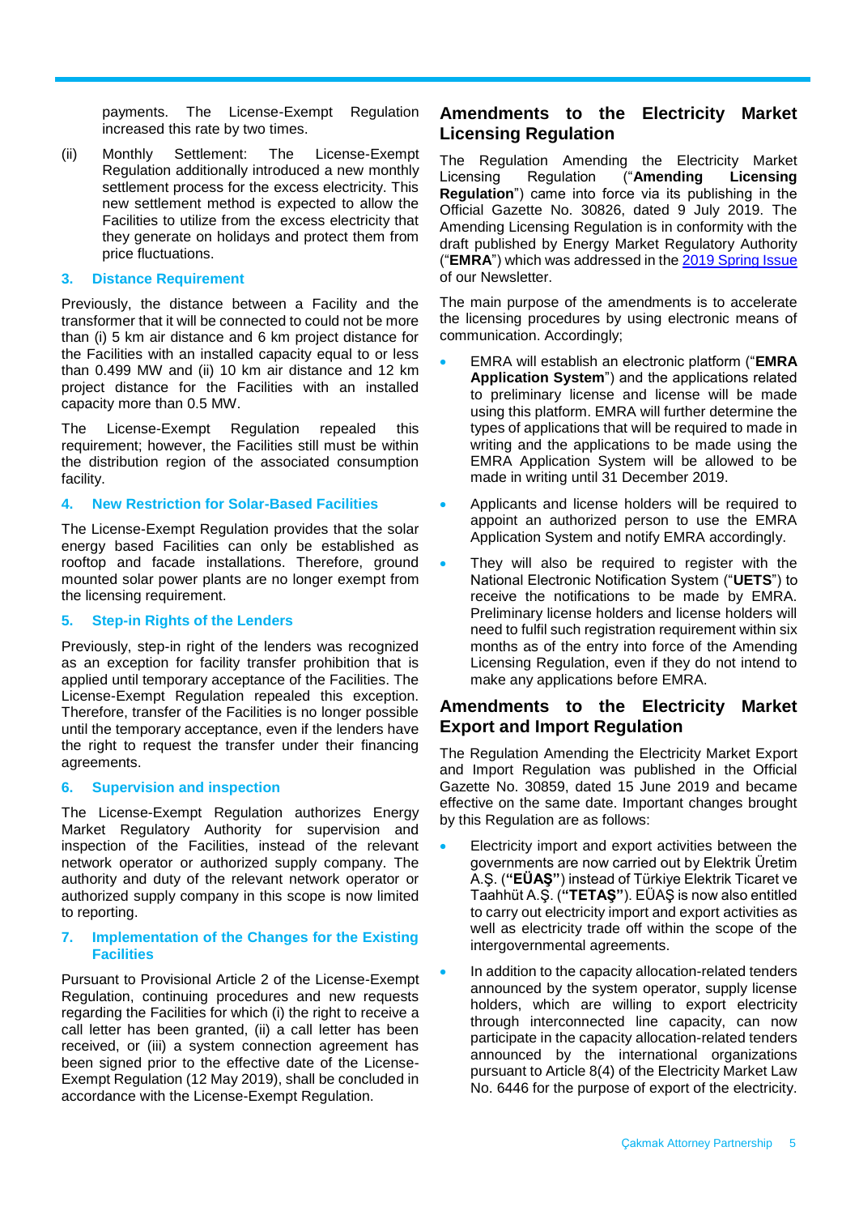payments. The License-Exempt Regulation increased this rate by two times.

(ii) Monthly Settlement: The License-Exempt Regulation additionally introduced a new monthly settlement process for the excess electricity. This new settlement method is expected to allow the Facilities to utilize from the excess electricity that they generate on holidays and protect them from price fluctuations.

### 3. Distance Requirement

Previously, the distance between a Facility and the transformer that it will be connected to could not be more than (i) 5 km air distance and 6 km project distance for the Facilities with an installed capacity equal to or less than 0.499 MW and (ii) 10 km air distance and 12 km project distance for the Facilities with an installed capacity more than 0.5 MW.

The License-Exempt Regulation repealed this requirement; however, the Facilities still must be within the distribution region of the associated consumption facility.

### 4. New Restriction for Solar-Based Facilities

The License-Exempt Regulation provides that the solar energy based Facilities can only be established as rooftop and facade installations. Therefore, ground mounted solar power plants are no longer exempt from the licensing requirement.

### 5. Step-in Rights of the Lenders

Previously, step-in right of the lenders was recognized as an exception for facility transfer prohibition that is applied until temporary acceptance of the Facilities. The License-Exempt Regulation repealed this exception. Therefore, transfer of the Facilities is no longer possible until the temporary acceptance, even if the lenders have the right to request the transfer under their financing agreements.

### 6. Supervision and inspection

The License-Exempt Regulation authorizes Energy Market Regulatory Authority for supervision and inspection of the Facilities, instead of the relevant network operator or authorized supply company. The authority and duty of the relevant network operator or authorized supply company in this scope is now limited to reporting.

### 7. Implementation of the Changes for the Existing Facilities

Pursuant to Provisional Article 2 of the License-Exempt Regulation, continuing procedures and new requests regarding the Facilities for which (i) the right to receive a call letter has been granted, (ii) a call letter has been received, or (iii) a system connection agreement has been signed prior to the effective date of the License-Exempt Regulation (12 May 2019), shall be concluded in accordance with the License-Exempt Regulation.

## Amendments to the Electricity Market Licensing Regulation

The Regulation Amending the Electricity Market Licensing Regulation ("**Amending Licensing Regulation**") came into force via its publishing in the Official Gazette No. 30826, dated 9 July 2019. The Amending Licensing Regulation is in conformity with the draft published by Energy Market Regulatory Authority ("**EMRA**") which was addressed in the 2019 Spring Issue of our Newsletter.

The main purpose of the amendments is to accelerate the licensing procedures by using electronic means of communication. Accordingly;

- EMRA will establish an electronic platform ("**EMRA Application System**") and the applications related to preliminary license and license will be made using this platform. EMRA will further determine the types of applications that will be required to made in writing and the applications to be made using the EMRA Application System will be allowed to be made in writing until 31 December 2019.
- Applicants and license holders will be required to appoint an authorized person to use the EMRA Application System and notify EMRA accordingly.
- They will also be required to register with the National Electronic Notification System ("**UETS**") to receive the notifications to be made by EMRA. Preliminary license holders and license holders will need to fulfil such registration requirement within six months as of the entry into force of the Amending Licensing Regulation, even if they do not intend to make any applications before EMRA.

## Amendments to the Electricity Market Export and Import Regulation

The Regulation Amending the Electricity Market Export and Import Regulation was published in the Official Gazette No. 30859, dated 15 June 2019 and became effective on the same date. Important changes brought by this Regulation are as follows:

- Electricity import and export activities between the governments are now carried out by Elektrik Üretim A.Ş. (**"EÜAŞ"**) instead of Türkiye Elektrik Ticaret ve Taahhüt A.Ş. (**"TETAŞ"**). EÜAŞ is now also entitled to carry out electricity import and export activities as well as electricity trade off within the scope of the intergovernmental agreements.
- In addition to the capacity allocation-related tenders announced by the system operator, supply license holders, which are willing to export electricity through interconnected line capacity, can now participate in the capacity allocation-related tenders announced by the international organizations pursuant to Article 8(4) of the Electricity Market Law No. 6446 for the purpose of export of the electricity.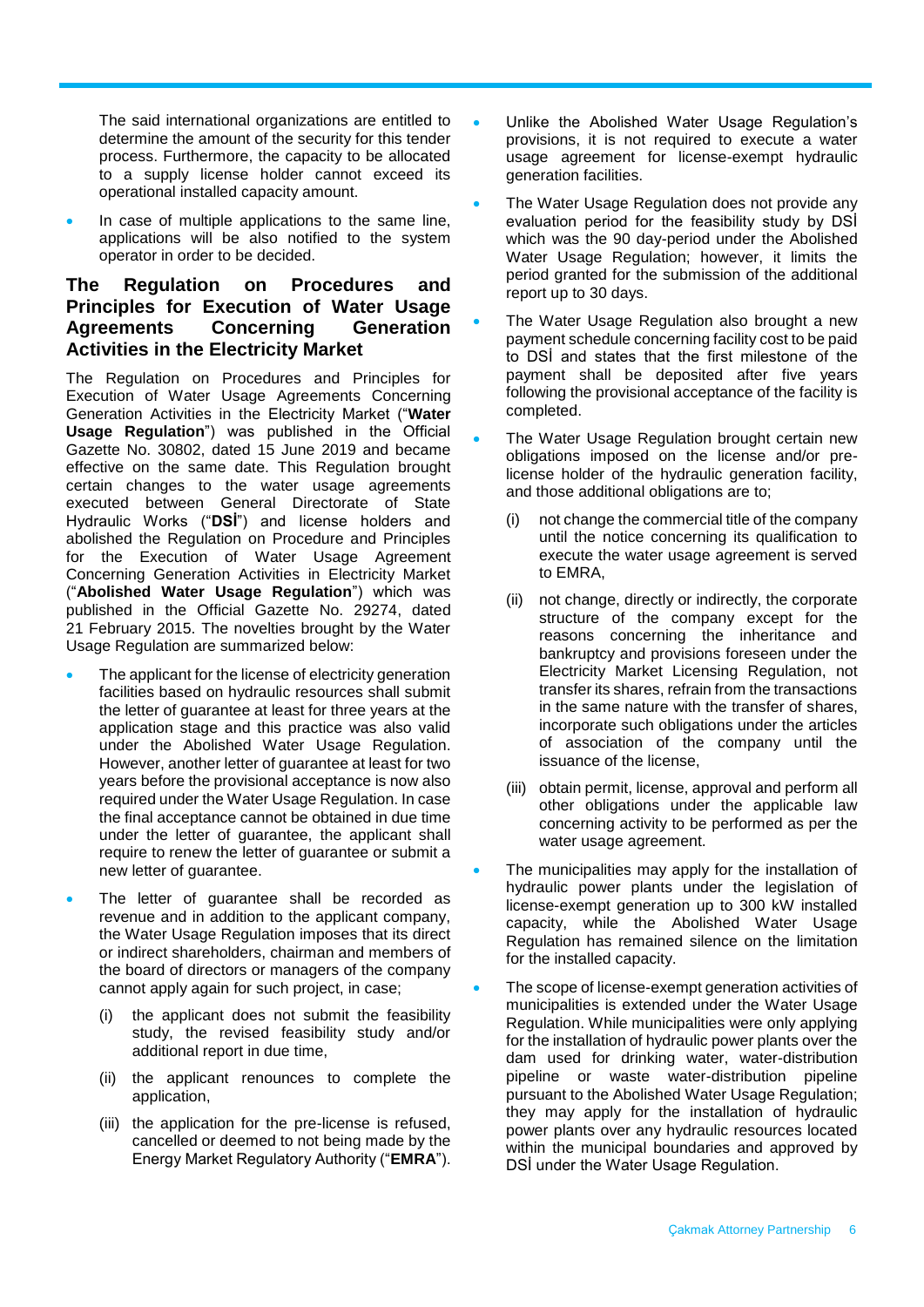The said international organizations are entitled to determine the amount of the security for this tender process. Furthermore, the capacity to be allocated to a supply license holder cannot exceed its operational installed capacity amount.

- In case of multiple applications to the same line, applications will be also notified to the system operator in order to be decided.

## The Regulation on Procedures and Principles for Execution of Water Usage Agreements Concerning Generation Activities in the Electricity Market

The Regulation on Procedures and Principles for Execution of Water Usage Agreements Concerning Generation Activities in the Electricity Market ("**Water Usage Regulation**") was published in the Official Gazette No. 30802, dated 15 June 2019 and became effective on the same date. This Regulation brought certain changes to the water usage agreements executed between General Directorate of State Hydraulic Works ("**DSİ**") and license holders and abolished the Regulation on Procedure and Principles for the Execution of Water Usage Agreement Concerning Generation Activities in Electricity Market ("**Abolished Water Usage Regulation**") which was published in the Official Gazette No. 29274, dated 21 February 2015. The novelties brought by the Water Usage Regulation are summarized below:

- The applicant for the license of electricity generation facilities based on hydraulic resources shall submit the letter of guarantee at least for three years at the application stage and this practice was also valid under the Abolished Water Usage Regulation. However, another letter of guarantee at least for two years before the provisional acceptance is now also required under the Water Usage Regulation. In case the final acceptance cannot be obtained in due time under the letter of guarantee, the applicant shall require to renew the letter of guarantee or submit a new letter of guarantee.
- The letter of guarantee shall be recorded as revenue and in addition to the applicant company, the Water Usage Regulation imposes that its direct or indirect shareholders, chairman and members of the board of directors or managers of the company cannot apply again for such project, in case;
  - (i) the applicant does not submit the feasibility study, the revised feasibility study and/or additional report in due time,
  - (ii) the applicant renounces to complete the application,
  - (iii) the application for the pre-license is refused, cancelled or deemed to not being made by the Energy Market Regulatory Authority ("**EMRA**").
- Unlike the Abolished Water Usage Regulation's provisions, it is not required to execute a water usage agreement for license-exempt hydraulic generation facilities.
- The Water Usage Regulation does not provide any evaluation period for the feasibility study by DSİ which was the 90 day-period under the Abolished Water Usage Regulation; however, it limits the period granted for the submission of the additional report up to 30 days.
- The Water Usage Regulation also brought a new payment schedule concerning facility cost to be paid to DSİ and states that the first milestone of the payment shall be deposited after five years following the provisional acceptance of the facility is completed.
- The Water Usage Regulation brought certain new obligations imposed on the license and/or pre-license holder of the hydraulic generation facility, and those additional obligations are to;
  - (i) not change the commercial title of the company until the notice concerning its qualification to execute the water usage agreement is served to EMRA,
  - (ii) not change, directly or indirectly, the corporate structure of the company except for the reasons concerning the inheritance and bankruptcy and provisions foreseen under the Electricity Market Licensing Regulation, not transfer its shares, refrain from the transactions in the same nature with the transfer of shares, incorporate such obligations under the articles of association of the company until the issuance of the license,
  - (iii) obtain permit, license, approval and perform all other obligations under the applicable law concerning activity to be performed as per the water usage agreement.
- The municipalities may apply for the installation of hydraulic power plants under the legislation of license-exempt generation up to 300 kW installed capacity, while the Abolished Water Usage Regulation has remained silence on the limitation for the installed capacity.
- The scope of license-exempt generation activities of municipalities is extended under the Water Usage Regulation. While municipalities were only applying for the installation of hydraulic power plants over the dam used for drinking water, water-distribution pipeline or waste water-distribution pipeline pursuant to the Abolished Water Usage Regulation; they may apply for the installation of hydraulic power plants over any hydraulic resources located within the municipal boundaries and approved by DSİ under the Water Usage Regulation.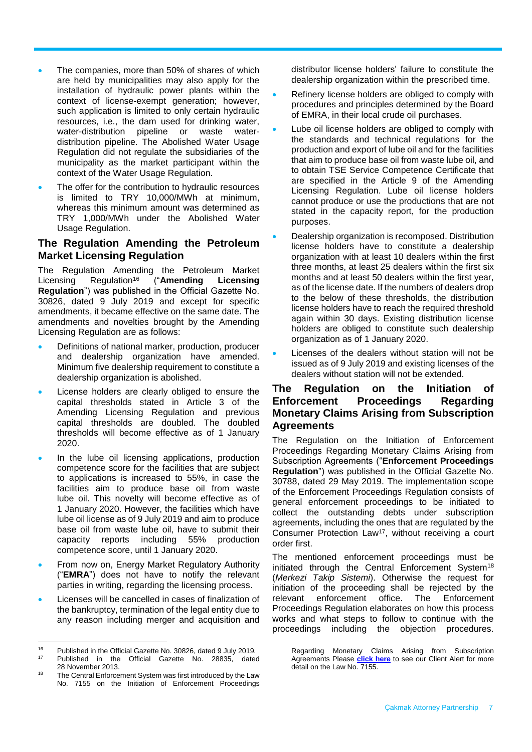- The companies, more than 50% of shares of which are held by municipalities may also apply for the installation of hydraulic power plants within the context of license-exempt generation; however, such application is limited to only certain hydraulic resources, i.e., the dam used for drinking water, water-distribution pipeline or waste water-distribution pipeline. The Abolished Water Usage Regulation did not regulate the subsidiaries of the municipality as the market participant within the context of the Water Usage Regulation.
- The offer for the contribution to hydraulic resources is limited to TRY 10,000/MWh at minimum, whereas this minimum amount was determined as TRY 1,000/MWh under the Abolished Water Usage Regulation.

## The Regulation Amending the Petroleum Market Licensing Regulation

The Regulation Amending the Petroleum Market Licensing Regulation[16] ("**Amending Licensing Regulation**") was published in the Official Gazette No. 30826, dated 9 July 2019 and except for specific amendments, it became effective on the same date. The amendments and novelties brought by the Amending Licensing Regulation are as follows:

- Definitions of national marker, production, producer and dealership organization have amended. Minimum five dealership requirement to constitute a dealership organization is abolished.
- License holders are clearly obliged to ensure the capital thresholds stated in Article 3 of the Amending Licensing Regulation and previous capital thresholds are doubled. The doubled thresholds will become effective as of 1 January 2020.
- In the lube oil licensing applications, production competence score for the facilities that are subject to applications is increased to 55%, in case the facilities aim to produce base oil from waste lube oil. This novelty will become effective as of 1 January 2020. However, the facilities which have lube oil license as of 9 July 2019 and aim to produce base oil from waste lube oil, have to submit their capacity reports including 55% production competence score, until 1 January 2020.
- From now on, Energy Market Regulatory Authority ("**EMRA**") does not have to notify the relevant parties in writing, regarding the licensing process.
- Licenses will be cancelled in cases of finalization of the bankruptcy, termination of the legal entity due to any reason including merger and acquisition and distributor license holders' failure to constitute the dealership organization within the prescribed time.
- Refinery license holders are obliged to comply with procedures and principles determined by the Board of EMRA, in their local crude oil purchases.
- Lube oil license holders are obliged to comply with the standards and technical regulations for the production and export of lube oil and for the facilities that aim to produce base oil from waste lube oil, and to obtain TSE Service Competence Certificate that are specified in the Article 9 of the Amending Licensing Regulation. Lube oil license holders cannot produce or use the productions that are not stated in the capacity report, for the production purposes.
- Dealership organization is recomposed. Distribution license holders have to constitute a dealership organization with at least 10 dealers within the first three months, at least 25 dealers within the first six months and at least 50 dealers within the first year, as of the license date. If the numbers of dealers drop to the below of these thresholds, the distribution license holders have to reach the required threshold again within 30 days. Existing distribution license holders are obliged to constitute such dealership organization as of 1 January 2020.
- Licenses of the dealers without station will not be issued as of 9 July 2019 and existing licenses of the dealers without station will not be extended.

## The Regulation on the Initiation of Enforcement Proceedings Regarding Monetary Claims Arising from Subscription Agreements

The Regulation on the Initiation of Enforcement Proceedings Regarding Monetary Claims Arising from Subscription Agreements ("**Enforcement Proceedings Regulation**") was published in the Official Gazette No. 30788, dated 29 May 2019. The implementation scope of the Enforcement Proceedings Regulation consists of general enforcement proceedings to be initiated to collect the outstanding debts under subscription agreements, including the ones that are regulated by the Consumer Protection Law[17], without receiving a court order first.

The mentioned enforcement proceedings must be initiated through the Central Enforcement System[18] (*Merkezi Takip Sistemi*). Otherwise the request for initiation of the proceeding shall be rejected by the relevant enforcement office. The Enforcement Proceedings Regulation elaborates on how this process works and what steps to follow to continue with the proceedings including the objection procedures.

---

[16] Published in the Official Gazette No. 30826, dated 9 July 2019.

[17] Published in the Official Gazette No. 28835, dated 28 November 2013.

[18] The Central Enforcement System was first introduced by the Law No. 7155 on the Initiation of Enforcement Proceedings Regarding Monetary Claims Arising from Subscription Agreements Please **click here** to see our Client Alert for more detail on the Law No. 7155.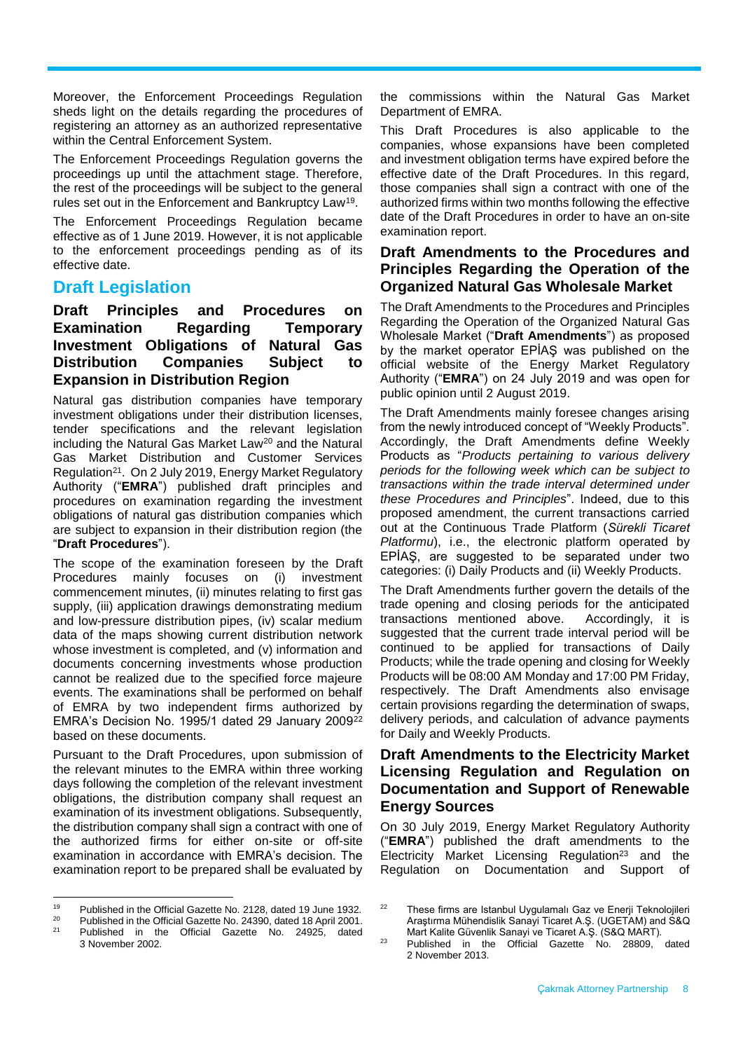Moreover, the Enforcement Proceedings Regulation sheds light on the details regarding the procedures of registering an attorney as an authorized representative within the Central Enforcement System.

The Enforcement Proceedings Regulation governs the proceedings up until the attachment stage. Therefore, the rest of the proceedings will be subject to the general rules set out in the Enforcement and Bankruptcy Law[19].

The Enforcement Proceedings Regulation became effective as of 1 June 2019. However, it is not applicable to the enforcement proceedings pending as of its effective date.

## Draft Legislation

### Draft Principles and Procedures on Examination Regarding Temporary Investment Obligations of Natural Gas Distribution Companies Subject to Expansion in Distribution Region

Natural gas distribution companies have temporary investment obligations under their distribution licenses, tender specifications and the relevant legislation including the Natural Gas Market Law[20] and the Natural Gas Market Distribution and Customer Services Regulation[21]. On 2 July 2019, Energy Market Regulatory Authority ("**EMRA**") published draft principles and procedures on examination regarding the investment obligations of natural gas distribution companies which are subject to expansion in their distribution region (the "**Draft Procedures**").

The scope of the examination foreseen by the Draft Procedures mainly focuses on (i) investment commencement minutes, (ii) minutes relating to first gas supply, (iii) application drawings demonstrating medium and low-pressure distribution pipes, (iv) scalar medium data of the maps showing current distribution network whose investment is completed, and (v) information and documents concerning investments whose production cannot be realized due to the specified force majeure events. The examinations shall be performed on behalf of EMRA by two independent firms authorized by EMRA's Decision No. 1995/1 dated 29 January 2009[22] based on these documents.

Pursuant to the Draft Procedures, upon submission of the relevant minutes to the EMRA within three working days following the completion of the relevant investment obligations, the distribution company shall request an examination of its investment obligations. Subsequently, the distribution company shall sign a contract with one of the authorized firms for either on-site or off-site examination in accordance with EMRA's decision. The examination report to be prepared shall be evaluated by the commissions within the Natural Gas Market Department of EMRA.

This Draft Procedures is also applicable to the companies, whose expansions have been completed and investment obligation terms have expired before the effective date of the Draft Procedures. In this regard, those companies shall sign a contract with one of the authorized firms within two months following the effective date of the Draft Procedures in order to have an on-site examination report.

### Draft Amendments to the Procedures and Principles Regarding the Operation of the Organized Natural Gas Wholesale Market

The Draft Amendments to the Procedures and Principles Regarding the Operation of the Organized Natural Gas Wholesale Market ("**Draft Amendments**") as proposed by the market operator EPİAŞ was published on the official website of the Energy Market Regulatory Authority ("**EMRA**") on 24 July 2019 and was open for public opinion until 2 August 2019.

The Draft Amendments mainly foresee changes arising from the newly introduced concept of "Weekly Products". Accordingly, the Draft Amendments define Weekly Products as "*Products pertaining to various delivery periods for the following week which can be subject to transactions within the trade interval determined under these Procedures and Principles*". Indeed, due to this proposed amendment, the current transactions carried out at the Continuous Trade Platform (*Sürekli Ticaret Platformu*), i.e., the electronic platform operated by EPİAŞ, are suggested to be separated under two categories: (i) Daily Products and (ii) Weekly Products.

The Draft Amendments further govern the details of the trade opening and closing periods for the anticipated transactions mentioned above. Accordingly, it is suggested that the current trade interval period will be continued to be applied for transactions of Daily Products; while the trade opening and closing for Weekly Products will be 08:00 AM Monday and 17:00 PM Friday, respectively. The Draft Amendments also envisage certain provisions regarding the determination of swaps, delivery periods, and calculation of advance payments for Daily and Weekly Products.

### Draft Amendments to the Electricity Market Licensing Regulation and Regulation on Documentation and Support of Renewable Energy Sources

On 30 July 2019, Energy Market Regulatory Authority ("**EMRA**") published the draft amendments to the Electricity Market Licensing Regulation[23] and the Regulation on Documentation and Support of

---

[19] Published in the Official Gazette No. 2128, dated 19 June 1932.

[20] Published in the Official Gazette No. 24390, dated 18 April 2001.

[21] Published in the Official Gazette No. 24925, dated 3 November 2002.

[22] These firms are Istanbul Uygulamalı Gaz ve Enerji Teknolojileri Araştırma Mühendislik Sanayi Ticaret A.Ş. (UGETAM) and S&Q Mart Kalite Güvenlik Sanayi ve Ticaret A.Ş. (S&Q MART).

[23] Published in the Official Gazette No. 28809, dated 2 November 2013.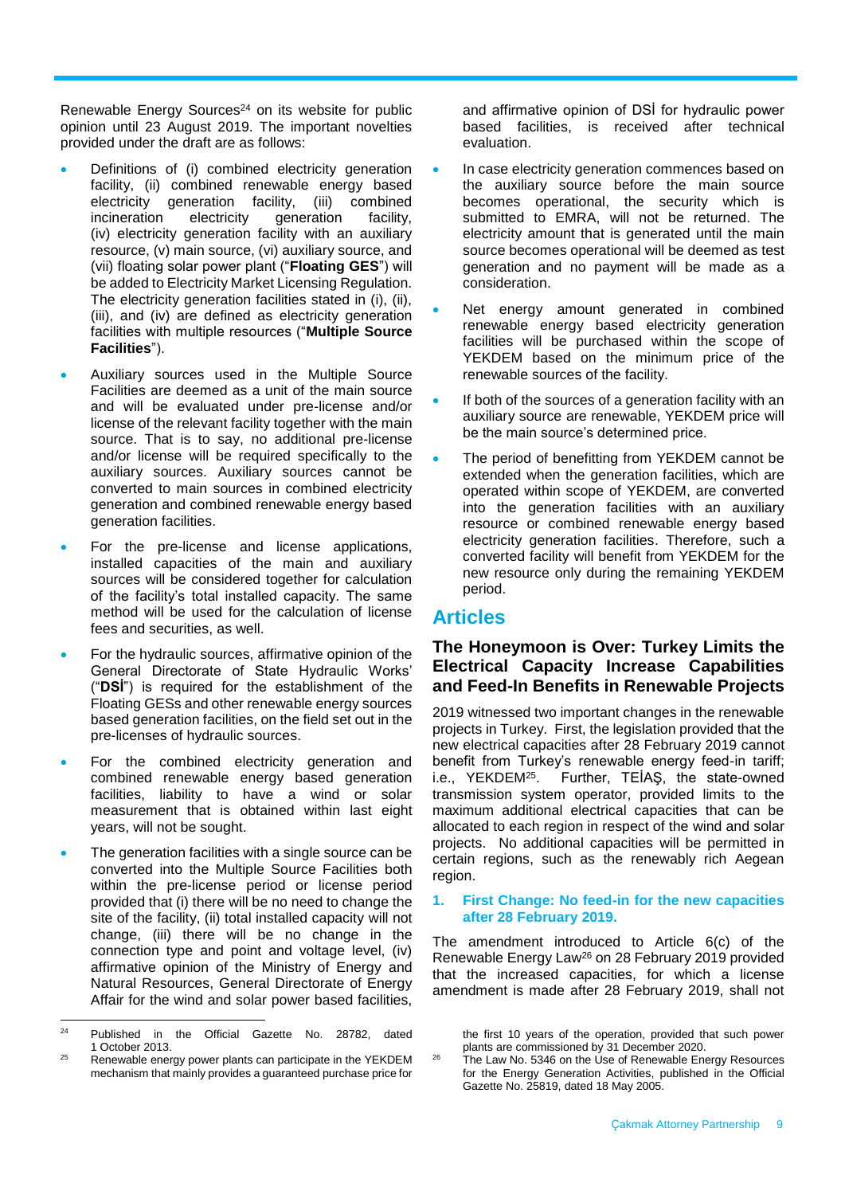Renewable Energy Sources[24] on its website for public opinion until 23 August 2019. The important novelties provided under the draft are as follows:

- Definitions of (i) combined electricity generation facility, (ii) combined renewable energy based electricity generation facility, (iii) combined incineration electricity generation facility, (iv) electricity generation facility with an auxiliary resource, (v) main source, (vi) auxiliary source, and (vii) floating solar power plant ("**Floating GES**") will be added to Electricity Market Licensing Regulation. The electricity generation facilities stated in (i), (ii), (iii), and (iv) are defined as electricity generation facilities with multiple resources ("**Multiple Source Facilities**").
- Auxiliary sources used in the Multiple Source Facilities are deemed as a unit of the main source and will be evaluated under pre-license and/or license of the relevant facility together with the main source. That is to say, no additional pre-license and/or license will be required specifically to the auxiliary sources. Auxiliary sources cannot be converted to main sources in combined electricity generation and combined renewable energy based generation facilities.
- For the pre-license and license applications, installed capacities of the main and auxiliary sources will be considered together for calculation of the facility's total installed capacity. The same method will be used for the calculation of license fees and securities, as well.
- For the hydraulic sources, affirmative opinion of the General Directorate of State Hydraulic Works' ("**DSİ**") is required for the establishment of the Floating GESs and other renewable energy sources based generation facilities, on the field set out in the pre-licenses of hydraulic sources.
- For the combined electricity generation and combined renewable energy based generation facilities, liability to have a wind or solar measurement that is obtained within last eight years, will not be sought.
- The generation facilities with a single source can be converted into the Multiple Source Facilities both within the pre-license period or license period provided that (i) there will be no need to change the site of the facility, (ii) total installed capacity will not change, (iii) there will be no change in the connection type and point and voltage level, (iv) affirmative opinion of the Ministry of Energy and Natural Resources, General Directorate of Energy Affair for the wind and solar power based facilities, and affirmative opinion of DSİ for hydraulic power based facilities, is received after technical evaluation.
- In case electricity generation commences based on the auxiliary source before the main source becomes operational, the security which is submitted to EMRA, will not be returned. The electricity amount that is generated until the main source becomes operational will be deemed as test generation and no payment will be made as a consideration.
- Net energy amount generated in combined renewable energy based electricity generation facilities will be purchased within the scope of YEKDEM based on the minimum price of the renewable sources of the facility.
- If both of the sources of a generation facility with an auxiliary source are renewable, YEKDEM price will be the main source's determined price.
- The period of benefitting from YEKDEM cannot be extended when the generation facilities, which are operated within scope of YEKDEM, are converted into the generation facilities with an auxiliary resource or combined renewable energy based electricity generation facilities. Therefore, such a converted facility will benefit from YEKDEM for the new resource only during the remaining YEKDEM period.

## Articles

### The Honeymoon is Over: Turkey Limits the Electrical Capacity Increase Capabilities and Feed-In Benefits in Renewable Projects

2019 witnessed two important changes in the renewable projects in Turkey. First, the legislation provided that the new electrical capacities after 28 February 2019 cannot benefit from Turkey's renewable energy feed-in tariff; i.e., YEKDEM[25]. Further, TEİAŞ, the state-owned transmission system operator, provided limits to the maximum additional electrical capacities that can be allocated to each region in respect of the wind and solar projects. No additional capacities will be permitted in certain regions, such as the renewably rich Aegean region.

#### 1. First Change: No feed-in for the new capacities after 28 February 2019.

The amendment introduced to Article 6(c) of the Renewable Energy Law[26] on 28 February 2019 provided that the increased capacities, for which a license amendment is made after 28 February 2019, shall not

---

[24] Published in the Official Gazette No. 28782, dated 1 October 2013.

[25] Renewable energy power plants can participate in the YEKDEM mechanism that mainly provides a guaranteed purchase price for the first 10 years of the operation, provided that such power plants are commissioned by 31 December 2020.

[26] The Law No. 5346 on the Use of Renewable Energy Resources for the Energy Generation Activities, published in the Official Gazette No. 25819, dated 18 May 2005.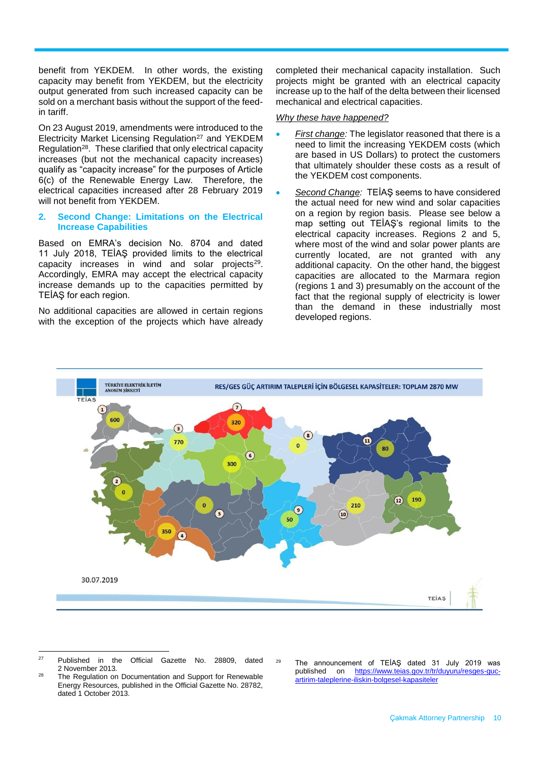benefit from YEKDEM. In other words, the existing capacity may benefit from YEKDEM, but the electricity output generated from such increased capacity can be sold on a merchant basis without the support of the feed-in tariff.

On 23 August 2019, amendments were introduced to the Electricity Market Licensing Regulation[27] and YEKDEM Regulation[28]. These clarified that only electrical capacity increases (but not the mechanical capacity increases) qualify as "capacity increase" for the purposes of Article 6(c) of the Renewable Energy Law. Therefore, the electrical capacities increased after 28 February 2019 will not benefit from YEKDEM.

## 2. Second Change: Limitations on the Electrical Increase Capabilities

Based on EMRA's decision No. 8704 and dated 11 July 2018, TEİAŞ provided limits to the electrical capacity increases in wind and solar projects[29]. Accordingly, EMRA may accept the electrical capacity increase demands up to the capacities permitted by TEİAŞ for each region.

No additional capacities are allowed in certain regions with the exception of the projects which have already completed their mechanical capacity installation. Such projects might be granted with an electrical capacity increase up to the half of the delta between their licensed mechanical and electrical capacities.

*Why these have happened?*

- *First change:* The legislator reasoned that there is a need to limit the increasing YEKDEM costs (which are based in US Dollars) to protect the customers that ultimately shoulder these costs as a result of the YEKDEM cost components.
- *Second Change:* TEİAŞ seems to have considered the actual need for new wind and solar capacities on a region by region basis. Please see below a map setting out TEİAŞ's regional limits to the electrical capacity increases. Regions 2 and 5, where most of the wind and solar power plants are currently located, are not granted with any additional capacity. On the other hand, the biggest capacities are allocated to the Marmara region (regions 1 and 3) presumably on the account of the fact that the regional supply of electricity is lower than the demand in these industrially most developed regions.

TÜRKİYE ELEKTRİK İLETİM ANONİM ŞİRKETİ — RES/GES GÜÇ ARTIRIM TALEPLERİ İÇİN BÖLGESEL KAPASİTELER: TOPLAM 2870 MW

| Region | Capacity (MW) |
|---|---|
| 1 | 600 |
| 2 | 0 |
| 3 | 770 |
| 4 | 350 |
| 5 | 0 |
| 6 | 300 |
| 7 | 320 |
| 8 | 0 |
| 9 | 50 |
| 10 | 210 |
| 11 | 80 |
| 12 | 190 |

30.07.2019

---

[27] Published in the Official Gazette No. 28809, dated 2 November 2013.

[28] The Regulation on Documentation and Support for Renewable Energy Resources, published in the Official Gazette No. 28782, dated 1 October 2013.

[29] The announcement of TEİAŞ dated 31 July 2019 was published on https://www.teias.gov.tr/tr/duyuru/resges-guc-artirim-taleplerine-iliskin-bolgesel-kapasiteler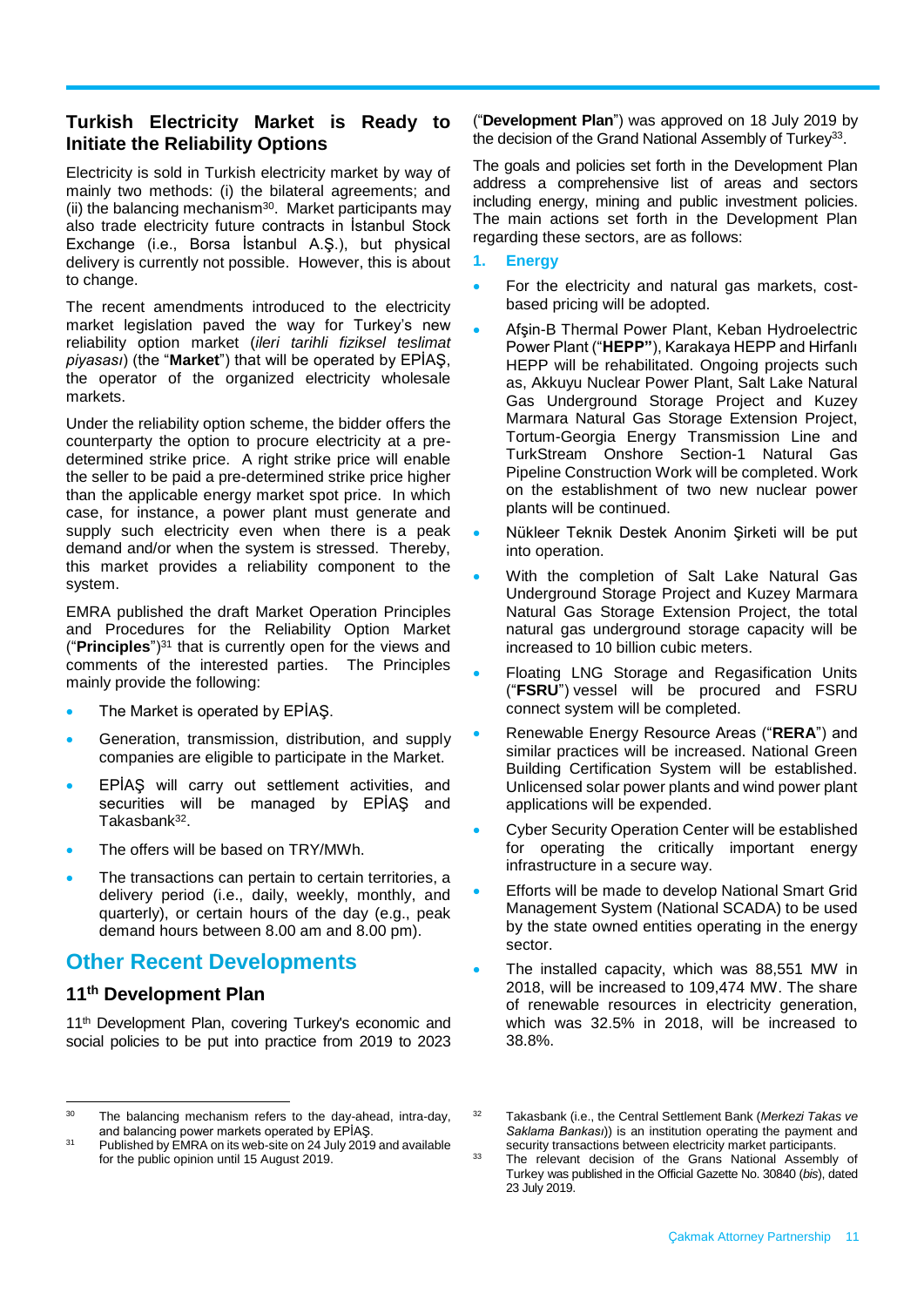## Turkish Electricity Market is Ready to Initiate the Reliability Options

Electricity is sold in Turkish electricity market by way of mainly two methods: (i) the bilateral agreements; and (ii) the balancing mechanism[30]. Market participants may also trade electricity future contracts in İstanbul Stock Exchange (i.e., Borsa İstanbul A.Ş.), but physical delivery is currently not possible. However, this is about to change.

The recent amendments introduced to the electricity market legislation paved the way for Turkey's new reliability option market (*ileri tarihli fiziksel teslimat piyasası*) (the "**Market**") that will be operated by EPİAŞ, the operator of the organized electricity wholesale markets.

Under the reliability option scheme, the bidder offers the counterparty the option to procure electricity at a pre-determined strike price. A right strike price will enable the seller to be paid a pre-determined strike price higher than the applicable energy market spot price. In which case, for instance, a power plant must generate and supply such electricity even when there is a peak demand and/or when the system is stressed. Thereby, this market provides a reliability component to the system.

EMRA published the draft Market Operation Principles and Procedures for the Reliability Option Market ("**Principles**")[31] that is currently open for the views and comments of the interested parties. The Principles mainly provide the following:

- The Market is operated by EPİAŞ.
- Generation, transmission, distribution, and supply companies are eligible to participate in the Market.
- EPİAŞ will carry out settlement activities, and securities will be managed by EPİAŞ and Takasbank[32].
- The offers will be based on TRY/MWh.
- The transactions can pertain to certain territories, a delivery period (i.e., daily, weekly, monthly, and quarterly), or certain hours of the day (e.g., peak demand hours between 8.00 am and 8.00 pm).

# Other Recent Developments

## 11th Development Plan

11th Development Plan, covering Turkey's economic and social policies to be put into practice from 2019 to 2023 ("**Development Plan**") was approved on 18 July 2019 by the decision of the Grand National Assembly of Turkey[33].

The goals and policies set forth in the Development Plan address a comprehensive list of areas and sectors including energy, mining and public investment policies. The main actions set forth in the Development Plan regarding these sectors, are as follows:

### 1. Energy

- For the electricity and natural gas markets, cost-based pricing will be adopted.
- Afşin-B Thermal Power Plant, Keban Hydroelectric Power Plant ("**HEPP**"), Karakaya HEPP and Hirfanlı HEPP will be rehabilitated. Ongoing projects such as, Akkuyu Nuclear Power Plant, Salt Lake Natural Gas Underground Storage Project and Kuzey Marmara Natural Gas Storage Extension Project, Tortum-Georgia Energy Transmission Line and TurkStream Onshore Section-1 Natural Gas Pipeline Construction Work will be completed. Work on the establishment of two new nuclear power plants will be continued.
- Nükleer Teknik Destek Anonim Şirketi will be put into operation.
- With the completion of Salt Lake Natural Gas Underground Storage Project and Kuzey Marmara Natural Gas Storage Extension Project, the total natural gas underground storage capacity will be increased to 10 billion cubic meters.
- Floating LNG Storage and Regasification Units ("**FSRU**") vessel will be procured and FSRU connect system will be completed.
- Renewable Energy Resource Areas ("**RERA**") and similar practices will be increased. National Green Building Certification System will be established. Unlicensed solar power plants and wind power plant applications will be expended.
- Cyber Security Operation Center will be established for operating the critically important energy infrastructure in a secure way.
- Efforts will be made to develop National Smart Grid Management System (National SCADA) to be used by the state owned entities operating in the energy sector.
- The installed capacity, which was 88,551 MW in 2018, will be increased to 109,474 MW. The share of renewable resources in electricity generation, which was 32.5% in 2018, will be increased to 38.8%.

---

[30] The balancing mechanism refers to the day-ahead, intra-day, and balancing power markets operated by EPİAŞ.

[31] Published by EMRA on its web-site on 24 July 2019 and available for the public opinion until 15 August 2019.

[32] Takasbank (i.e., the Central Settlement Bank (*Merkezi Takas ve Saklama Bankası*)) is an institution operating the payment and security transactions between electricity market participants.

[33] The relevant decision of the Grans National Assembly of Turkey was published in the Official Gazette No. 30840 (*bis*), dated 23 July 2019.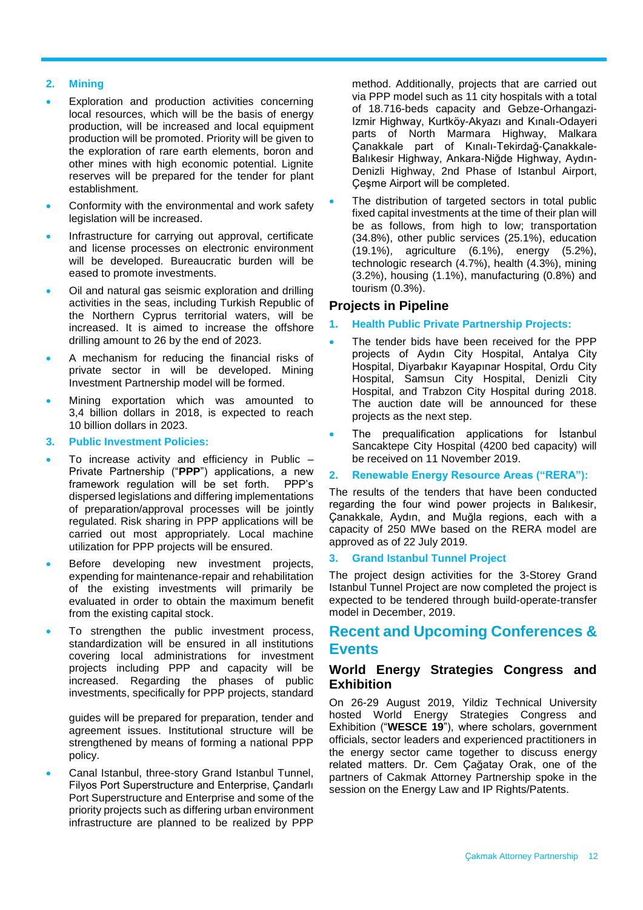## 2. Mining

- Exploration and production activities concerning local resources, which will be the basis of energy production, will be increased and local equipment production will be promoted. Priority will be given to the exploration of rare earth elements, boron and other mines with high economic potential. Lignite reserves will be prepared for the tender for plant establishment.
- Conformity with the environmental and work safety legislation will be increased.
- Infrastructure for carrying out approval, certificate and license processes on electronic environment will be developed. Bureaucratic burden will be eased to promote investments.
- Oil and natural gas seismic exploration and drilling activities in the seas, including Turkish Republic of the Northern Cyprus territorial waters, will be increased. It is aimed to increase the offshore drilling amount to 26 by the end of 2023.
- A mechanism for reducing the financial risks of private sector in will be developed. Mining Investment Partnership model will be formed.
- Mining exportation which was amounted to 3,4 billion dollars in 2018, is expected to reach 10 billion dollars in 2023.

## 3. Public Investment Policies:

- To increase activity and efficiency in Public – Private Partnership ("**PPP**") applications, a new framework regulation will be set forth. PPP's dispersed legislations and differing implementations of preparation/approval processes will be jointly regulated. Risk sharing in PPP applications will be carried out most appropriately. Local machine utilization for PPP projects will be ensured.
- Before developing new investment projects, expending for maintenance-repair and rehabilitation of the existing investments will primarily be evaluated in order to obtain the maximum benefit from the existing capital stock.
- To strengthen the public investment process, standardization will be ensured in all institutions covering local administrations for investment projects including PPP and capacity will be increased. Regarding the phases of public investments, specifically for PPP projects, standard guides will be prepared for preparation, tender and agreement issues. Institutional structure will be strengthened by means of forming a national PPP policy.
- Canal Istanbul, three-story Grand Istanbul Tunnel, Filyos Port Superstructure and Enterprise, Çandarlı Port Superstructure and Enterprise and some of the priority projects such as differing urban environment infrastructure are planned to be realized by PPP method. Additionally, projects that are carried out via PPP model such as 11 city hospitals with a total of 18.716-beds capacity and Gebze-Orhangazi-Izmir Highway, Kurtköy-Akyazı and Kınalı-Odayeri parts of North Marmara Highway, Malkara Çanakkale part of Kınalı-Tekirdağ-Çanakkale-Balıkesir Highway, Ankara-Niğde Highway, Aydın-Denizli Highway, 2nd Phase of Istanbul Airport, Çeşme Airport will be completed.
- The distribution of targeted sectors in total public fixed capital investments at the time of their plan will be as follows, from high to low; transportation (34.8%), other public services (25.1%), education (19.1%), agriculture (6.1%), energy (5.2%), technologic research (4.7%), health (4.3%), mining (3.2%), housing (1.1%), manufacturing (0.8%) and tourism (0.3%).

## Projects in Pipeline

### 1. Health Public Private Partnership Projects:

- The tender bids have been received for the PPP projects of Aydın City Hospital, Antalya City Hospital, Diyarbakır Kayapınar Hospital, Ordu City Hospital, Samsun City Hospital, Denizli City Hospital, and Trabzon City Hospital during 2018. The auction date will be announced for these projects as the next step.
- The prequalification applications for İstanbul Sancaktepe City Hospital (4200 bed capacity) will be received on 11 November 2019.

### 2. Renewable Energy Resource Areas ("RERA"):

The results of the tenders that have been conducted regarding the four wind power projects in Balıkesir, Çanakkale, Aydın, and Muğla regions, each with a capacity of 250 MWe based on the RERA model are approved as of 22 July 2019.

### 3. Grand Istanbul Tunnel Project

The project design activities for the 3-Storey Grand Istanbul Tunnel Project are now completed the project is expected to be tendered through build-operate-transfer model in December, 2019.

# Recent and Upcoming Conferences & Events

## World Energy Strategies Congress and Exhibition

On 26-29 August 2019, Yildiz Technical University hosted World Energy Strategies Congress and Exhibition ("**WESCE 19**"), where scholars, government officials, sector leaders and experienced practitioners in the energy sector came together to discuss energy related matters. Dr. Cem Çağatay Orak, one of the partners of Cakmak Attorney Partnership spoke in the session on the Energy Law and IP Rights/Patents.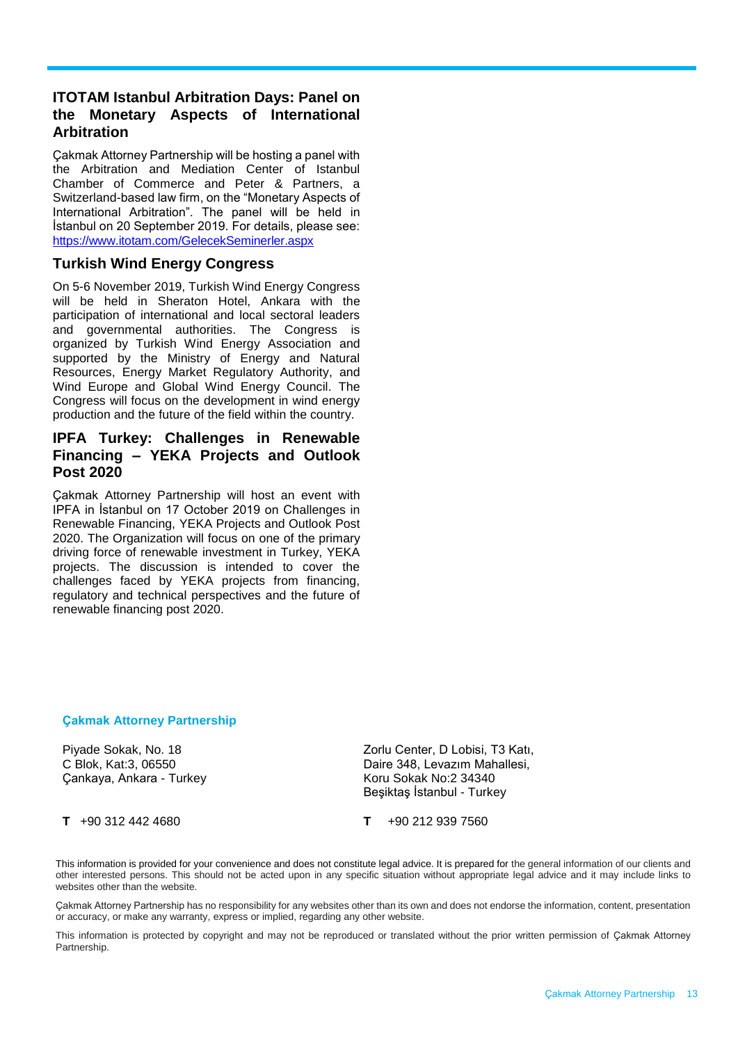## ITOTAM Istanbul Arbitration Days: Panel on the Monetary Aspects of International Arbitration

Çakmak Attorney Partnership will be hosting a panel with the Arbitration and Mediation Center of Istanbul Chamber of Commerce and Peter & Partners, a Switzerland-based law firm, on the "Monetary Aspects of International Arbitration". The panel will be held in İstanbul on 20 September 2019. For details, please see: https://www.itotam.com/GelecekSeminerler.aspx

## Turkish Wind Energy Congress

On 5-6 November 2019, Turkish Wind Energy Congress will be held in Sheraton Hotel, Ankara with the participation of international and local sectoral leaders and governmental authorities. The Congress is organized by Turkish Wind Energy Association and supported by the Ministry of Energy and Natural Resources, Energy Market Regulatory Authority, and Wind Europe and Global Wind Energy Council. The Congress will focus on the development in wind energy production and the future of the field within the country.

## IPFA Turkey: Challenges in Renewable Financing – YEKA Projects and Outlook Post 2020

Çakmak Attorney Partnership will host an event with IPFA in İstanbul on 17 October 2019 on Challenges in Renewable Financing, YEKA Projects and Outlook Post 2020. The Organization will focus on one of the primary driving force of renewable investment in Turkey, YEKA projects. The discussion is intended to cover the challenges faced by YEKA projects from financing, regulatory and technical perspectives and the future of renewable financing post 2020.

**Çakmak Attorney Partnership**

Piyade Sokak, No. 18
C Blok, Kat:3, 06550
Çankaya, Ankara - Turkey

**T** +90 312 442 4680

Zorlu Center, D Lobisi, T3 Katı,
Daire 348, Levazım Mahallesi,
Koru Sokak No:2 34340
Beşiktaş İstanbul - Turkey

**T** +90 212 939 7560

This information is provided for your convenience and does not constitute legal advice. It is prepared for the general information of our clients and other interested persons. This should not be acted upon in any specific situation without appropriate legal advice and it may include links to websites other than the website.

Çakmak Attorney Partnership has no responsibility for any websites other than its own and does not endorse the information, content, presentation or accuracy, or make any warranty, express or implied, regarding any other website.

This information is protected by copyright and may not be reproduced or translated without the prior written permission of Çakmak Attorney Partnership.